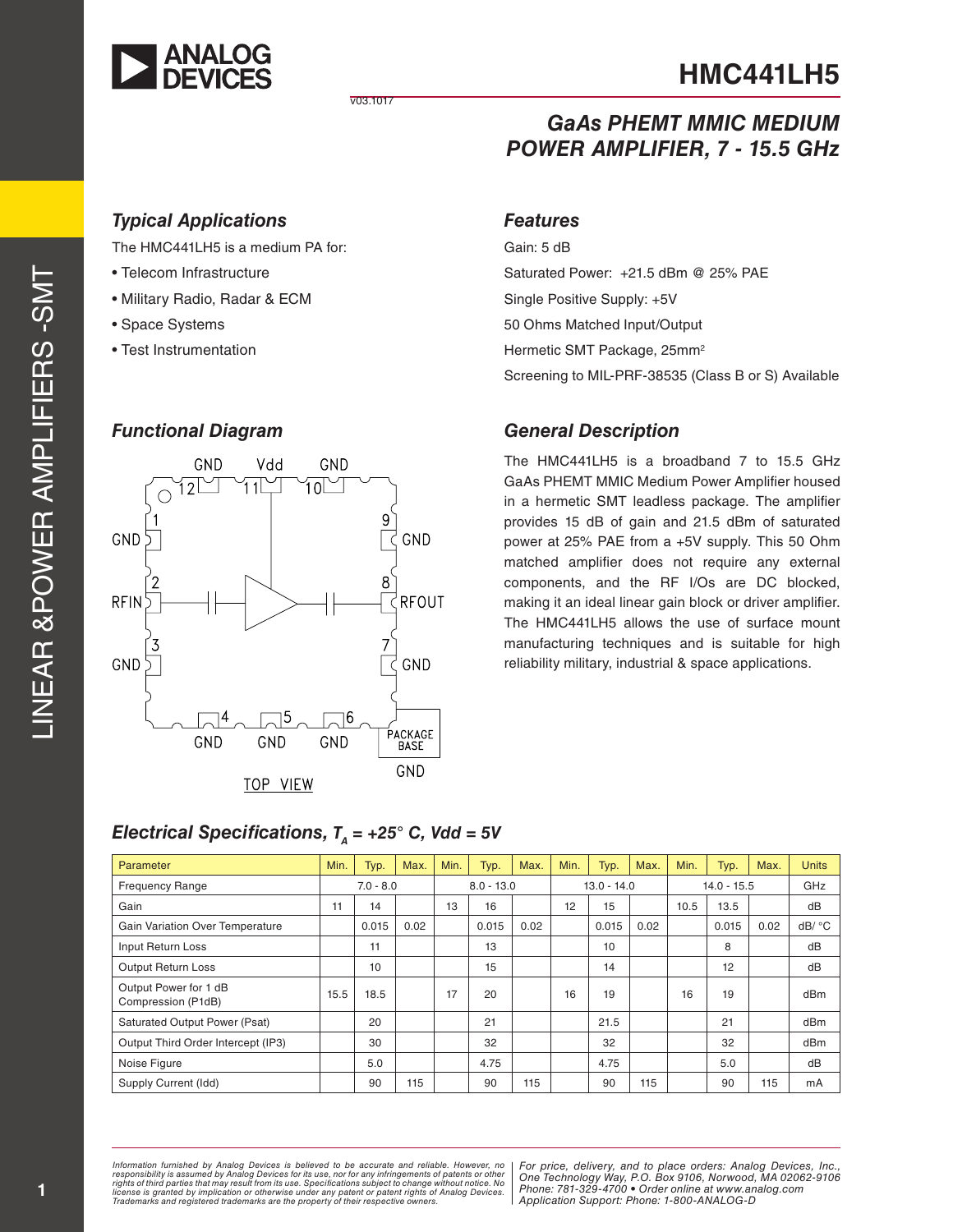# HMC441LH5

v03.1017

## GaAs PHEMT MMIC MEDIUM POWER AMPLIFIER, 7 - 15.5 GHz

### Typical Applications

The HMC441LH5 is a medium PA for:

- Telecom Infrastructure
- Military Radio, Radar & ECM
- Space Systems
- Test Instrumentation

### Features

Gain: 5 dB

Saturated Power: +21.5 dBm @ 25% PAE

Single Positive Supply: +5V

50 Ohms Matched Input/Output

Hermetic SMT Package, 25mm[2]

Screening to MIL-PRF-38535 (Class B or S) Available

### Functional Diagram

GND
Vdd
GND
12
11
10
1
9
GND
GND
2
8
RFIN
RFOUT
3
7
GND
GND
4
5
6
GND
GND
GND
PACKAGE BASE
GND
TOP VIEW

### General Description

The HMC441LH5 is a broadband 7 to 15.5 GHz GaAs PHEMT MMIC Medium Power Amplifier housed in a hermetic SMT leadless package. The amplifier provides 15 dB of gain and 21.5 dBm of saturated power at 25% PAE from a +5V supply. This 50 Ohm matched amplifier does not require any external components, and the RF I/Os are DC blocked, making it an ideal linear gain block or driver amplifier. The HMC441LH5 allows the use of surface mount manufacturing techniques and is suitable for high reliability military, industrial & space applications.

### Electrical Specifications, $T_A$ = +25° C, Vdd = 5V

| Parameter | Min. | Typ. | Max. | Min. | Typ. | Max. | Min. | Typ. | Max. | Min. | Typ. | Max. | Units |
|---|---|---|---|---|---|---|---|---|---|---|---|---|---|
| Frequency Range | | 7.0 - 8.0 | | | 8.0 - 13.0 | | | 13.0 - 14.0 | | | 14.0 - 15.5 | | GHz |
| Gain | 11 | 14 | | 13 | 16 | | 12 | 15 | | 10.5 | 13.5 | | dB |
| Gain Variation Over Temperature | | 0.015 | 0.02 | | 0.015 | 0.02 | | 0.015 | 0.02 | | 0.015 | 0.02 | dB/ °C |
| Input Return Loss | | 11 | | | 13 | | | 10 | | | 8 | | dB |
| Output Return Loss | | 10 | | | 15 | | | 14 | | | 12 | | dB |
| Output Power for 1 dB Compression (P1dB) | 15.5 | 18.5 | | 17 | 20 | | 16 | 19 | | 16 | 19 | | dBm |
| Saturated Output Power (Psat) | | 20 | | | 21 | | | 21.5 | | | 21 | | dBm |
| Output Third Order Intercept (IP3) | | 30 | | | 32 | | | 32 | | | 32 | | dBm |
| Noise Figure | | 5.0 | | | 4.75 | | | 4.75 | | | 5.0 | | dB |
| Supply Current (Idd) | | 90 | 115 | | 90 | 115 | | 90 | 115 | | 90 | 115 | mA |

Information furnished by Analog Devices is believed to be accurate and reliable. However, no responsibility is assumed by Analog Devices for its use, nor for any infringements of patents or other rights of third parties that may result from its use. Specifications subject to change without notice. No license is granted by implication or otherwise under any patent or patent rights of Analog Devices. Trademarks and registered trademarks are the property of their respective owners.

For price, delivery, and to place orders: Analog Devices, Inc., One Technology Way, P.O. Box 9106, Norwood, MA 02062-9106 Phone: 781-329-4700 • Order online at www.analog.com Application Support: Phone: 1-800-ANALOG-D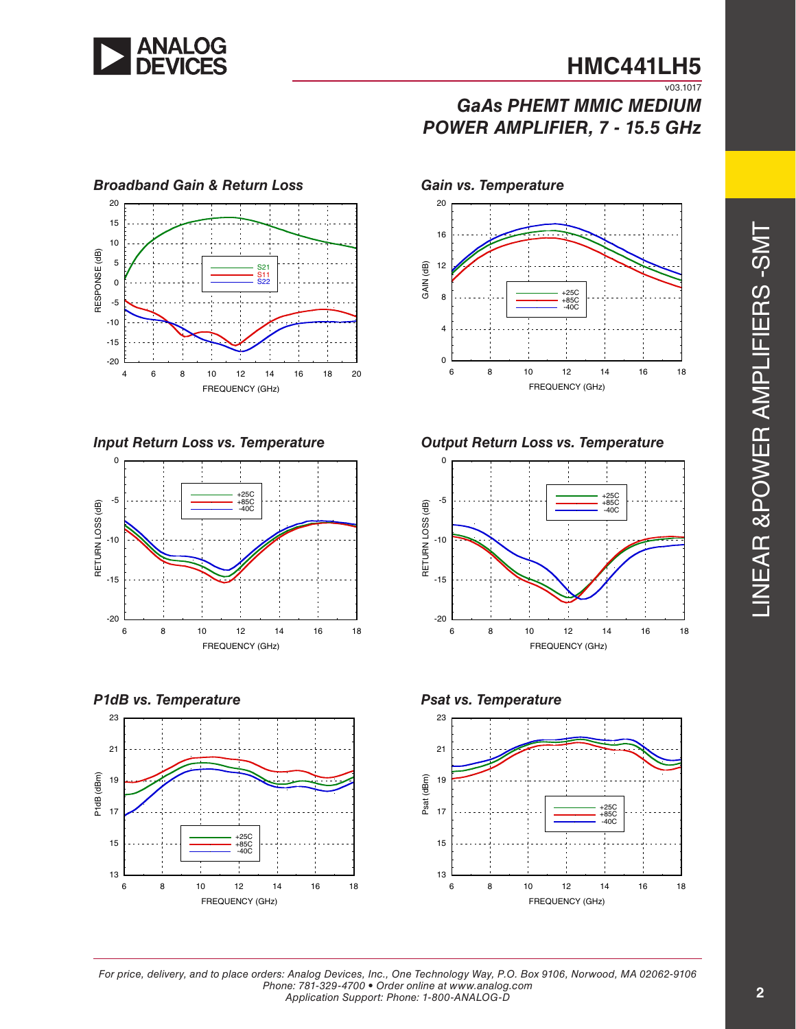# HMC441LH5

v03.1017

## GaAs PHEMT MMIC MEDIUM POWER AMPLIFIER, 7 - 15.5 GHz

### Broadband Gain & Return Loss

RESPONSE (dB)
20
15
10
5
0
-5
-10
-15
-20
4 6 8 10 12 14 16 18 20
FREQUENCY (GHz)
S21
S11
S22

### Gain vs. Temperature

GAIN (dB)
20
16
12
8
4
0
6 8 10 12 14 16 18
FREQUENCY (GHz)
+25C
+85C
-40C

### Input Return Loss vs. Temperature

RETURN LOSS (dB)
0
-5
-10
-15
-20
6 8 10 12 14 16 18
FREQUENCY (GHz)
+25C
+85C
-40C

### Output Return Loss vs. Temperature

RETURN LOSS (dB)
0
-5
-10
-15
-20
6 8 10 12 14 16 18
FREQUENCY (GHz)
+25C
+85C
-40C

### P1dB vs. Temperature

P1dB (dBm)
23
21
19
17
15
13
6 8 10 12 14 16 18
FREQUENCY (GHz)
+25C
+85C
-40C

### Psat vs. Temperature

Psat (dBm)
23
21
19
17
15
13
6 8 10 12 14 16 18
FREQUENCY (GHz)
+25C
+85C
-40C

LINEAR &POWER AMPLIFIERS -SMT

*For price, delivery, and to place orders: Analog Devices, Inc., One Technology Way, P.O. Box 9106, Norwood, MA 02062-9106*
*Phone: 781-329-4700 • Order online at www.analog.com*
*Application Support: Phone: 1-800-ANALOG-D*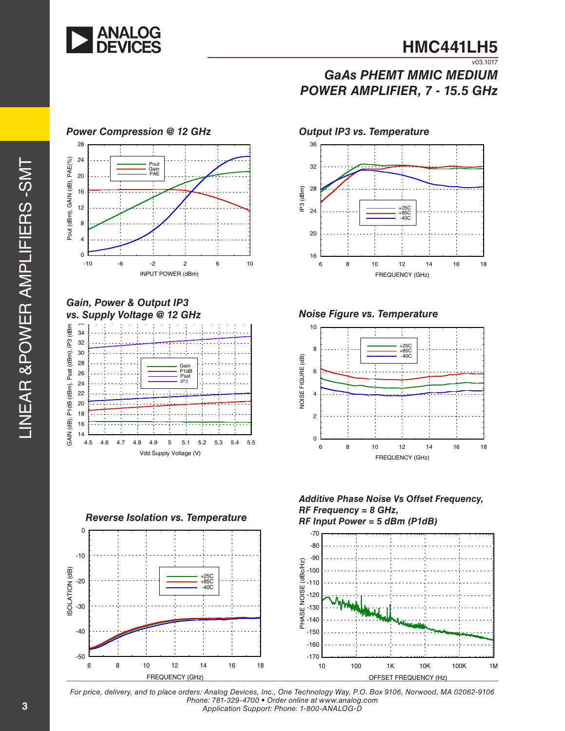## Power Compression @ 12 GHz

Pout (dBm), GAIN (dB), PAE(%)

28
24
20
16
12
8
4
0

-10 -6 -2 2 6 10

INPUT POWER (dBm)

Pout
Gain
PAE

## Output IP3 vs. Temperature

IP3 (dBm)

36
32
28
24
20
16

6 8 10 12 14 16 18

FREQUENCY (GHz)

+25C
+85C
-40C

## Gain, Power & Output IP3 vs. Supply Voltage @ 12 GHz

GAIN (dB), P1dB (dBm), Psat (dBm), IP3 (dBm)

34
32
30
28
26
24
22
20
18
16
14

4.5 4.6 4.7 4.8 4.9 5 5.1 5.2 5.3 5.4 5.5

Vdd Supply Voltage (V)

Gain
P1dB
Psat
IP3

## Noise Figure vs. Temperature

NOISE FIGURE (dB)

10
8
6
4
2
0

6 8 10 12 14 16 18

FREQUENCY (GHz)

+25C
+85C
-40C

## Reverse Isolation vs. Temperature

ISOLATION (dB)

0
-10
-20
-30
-40
-50

6 8 10 12 14 16 18

FREQUENCY (GHz)

+25C
+85C
-40C

## Additive Phase Noise Vs Offset Frequency, RF Frequency = 8 GHz, RF Input Power = 5 dBm (P1dB)

PHASE NOISE (dBc/Hz)

-70
-80
-90
-100
-110
-120
-130
-140
-150
-160
-170

10 100 1K 10K 100K 1M

OFFSET FREQUENCY (Hz)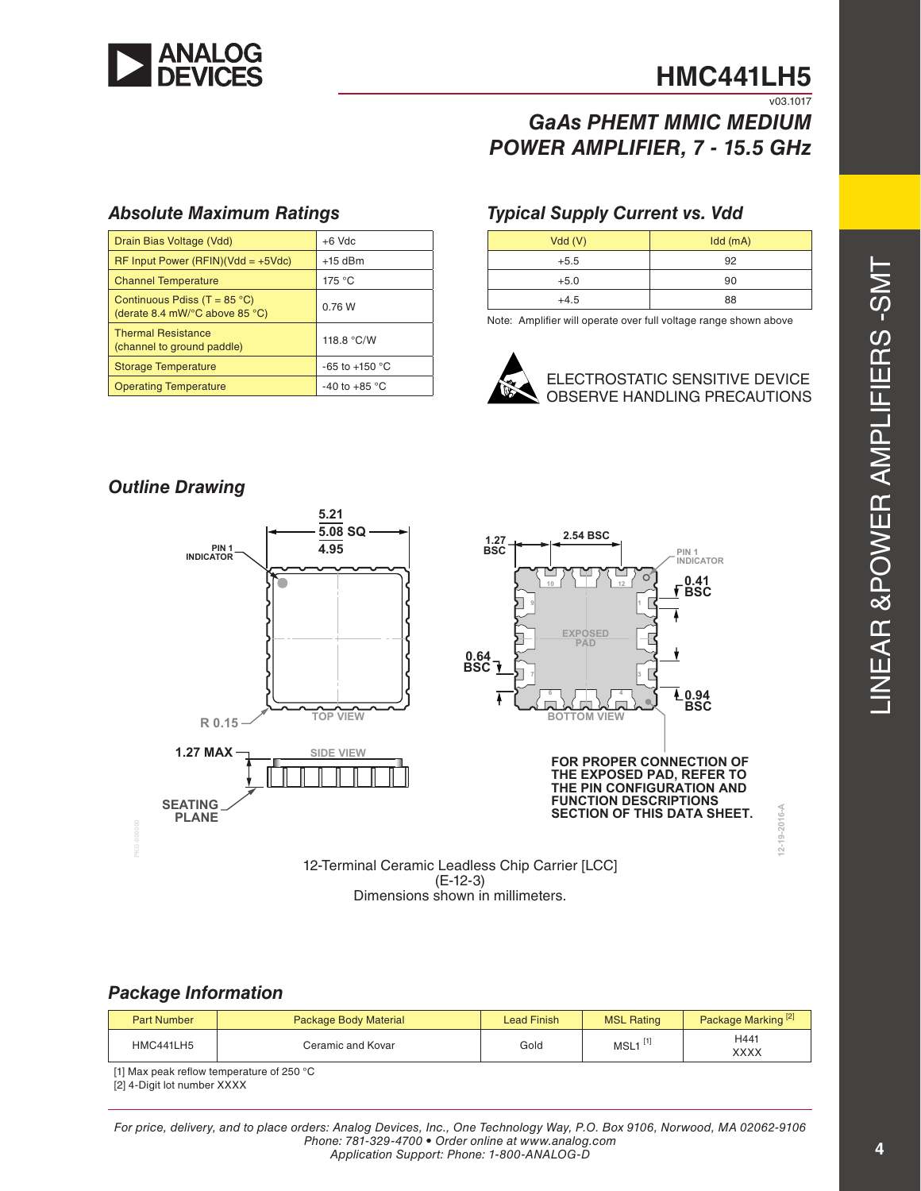# HMC441LH5

v03.1017

## GaAs PHEMT MMIC MEDIUM POWER AMPLIFIER, 7 - 15.5 GHz

### Absolute Maximum Ratings

| | |
|---|---|
| Drain Bias Voltage (Vdd) | +6 Vdc |
| RF Input Power (RFIN)(Vdd = +5Vdc) | +15 dBm |
| Channel Temperature | 175 °C |
| Continuous Pdiss (T = 85 °C) (derate 8.4 mW/°C above 85 °C) | 0.76 W |
| Thermal Resistance (channel to ground paddle) | 118.8 °C/W |
| Storage Temperature | -65 to +150 °C |
| Operating Temperature | -40 to +85 °C |

### Typical Supply Current vs. Vdd

| Vdd (V) | Idd (mA) |
|---|---|
| +5.5 | 92 |
| +5.0 | 90 |
| +4.5 | 88 |

Note: Amplifier will operate over full voltage range shown above

ELECTROSTATIC SENSITIVE DEVICE
OBSERVE HANDLING PRECAUTIONS

### Outline Drawing

5.21
5.08 SQ
4.95
PIN 1 INDICATOR
R 0.15
TOP VIEW
1.27 MAX
SIDE VIEW
SEATING PLANE

1.27 BSC
2.54 BSC
PIN 1 INDICATOR
0.41 BSC
EXPOSED PAD
0.64 BSC
0.94 BSC
BOTTOM VIEW

FOR PROPER CONNECTION OF THE EXPOSED PAD, REFER TO THE PIN CONFIGURATION AND FUNCTION DESCRIPTIONS SECTION OF THIS DATA SHEET.

12-19-2016-A

12-Terminal Ceramic Leadless Chip Carrier [LCC]
(E-12-3)
Dimensions shown in millimeters.

### Package Information

| Part Number | Package Body Material | Lead Finish | MSL Rating | Package Marking [2] |
|---|---|---|---|---|
| HMC441LH5 | Ceramic and Kovar | Gold | MSL1 [1] | H441 XXXX |

[1] Max peak reflow temperature of 250 °C
[2] 4-Digit lot number XXXX

*For price, delivery, and to place orders: Analog Devices, Inc., One Technology Way, P.O. Box 9106, Norwood, MA 02062-9106*
*Phone: 781-329-4700 • Order online at www.analog.com*
*Application Support: Phone: 1-800-ANALOG-D*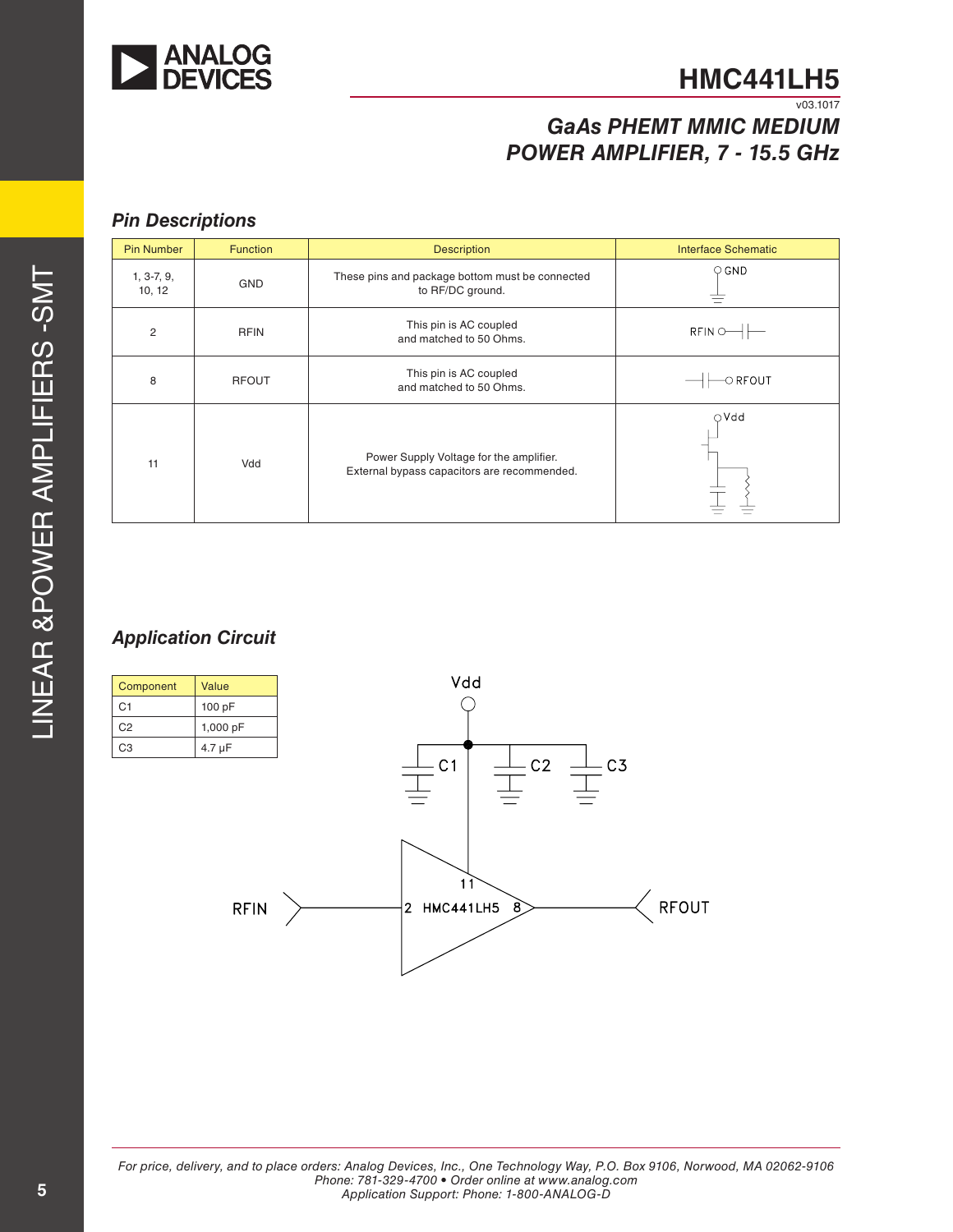## Pin Descriptions

| Pin Number | Function | Description | Interface Schematic |
|---|---|---|---|
| 1, 3-7, 9, 10, 12 | GND | These pins and package bottom must be connected to RF/DC ground. | GND |
| 2 | RFIN | This pin is AC coupled and matched to 50 Ohms. | RFIN |
| 8 | RFOUT | This pin is AC coupled and matched to 50 Ohms. | RFOUT |
| 11 | Vdd | Power Supply Voltage for the amplifier. External bypass capacitors are recommended. | Vdd |

## Application Circuit

| Component | Value |
|---|---|
| C1 | 100 pF |
| C2 | 1,000 pF |
| C3 | 4.7 µF |

Vdd

C1

C2

C3

11

RFIN

2 HMC441LH5 8

RFOUT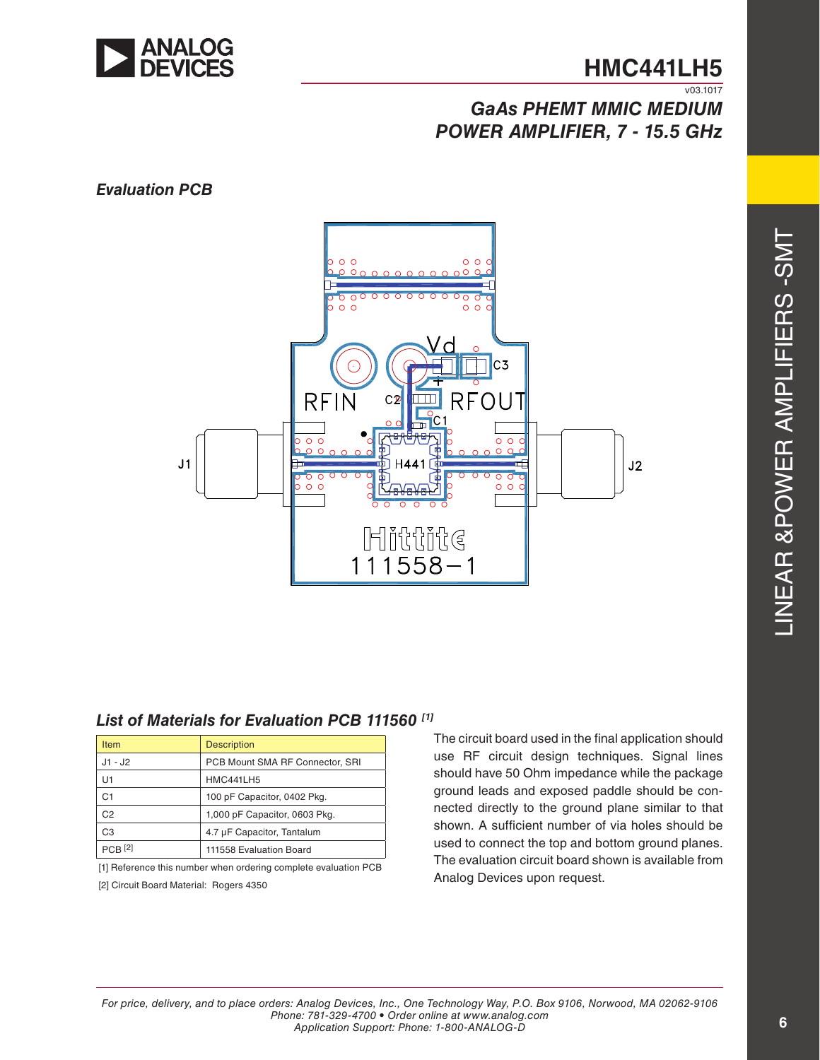## Evaluation PCB

## List of Materials for Evaluation PCB 111560 [1]

| Item | Description |
|---|---|
| J1 - J2 | PCB Mount SMA RF Connector, SRI |
| U1 | HMC441LH5 |
| C1 | 100 pF Capacitor, 0402 Pkg. |
| C2 | 1,000 pF Capacitor, 0603 Pkg. |
| C3 | 4.7 μF Capacitor, Tantalum |
| PCB [2] | 111558 Evaluation Board |

[1] Reference this number when ordering complete evaluation PCB

[2] Circuit Board Material: Rogers 4350

The circuit board used in the final application should use RF circuit design techniques. Signal lines should have 50 Ohm impedance while the package ground leads and exposed paddle should be connected directly to the ground plane similar to that shown. A sufficient number of via holes should be used to connect the top and bottom ground planes. The evaluation circuit board shown is available from Analog Devices upon request.